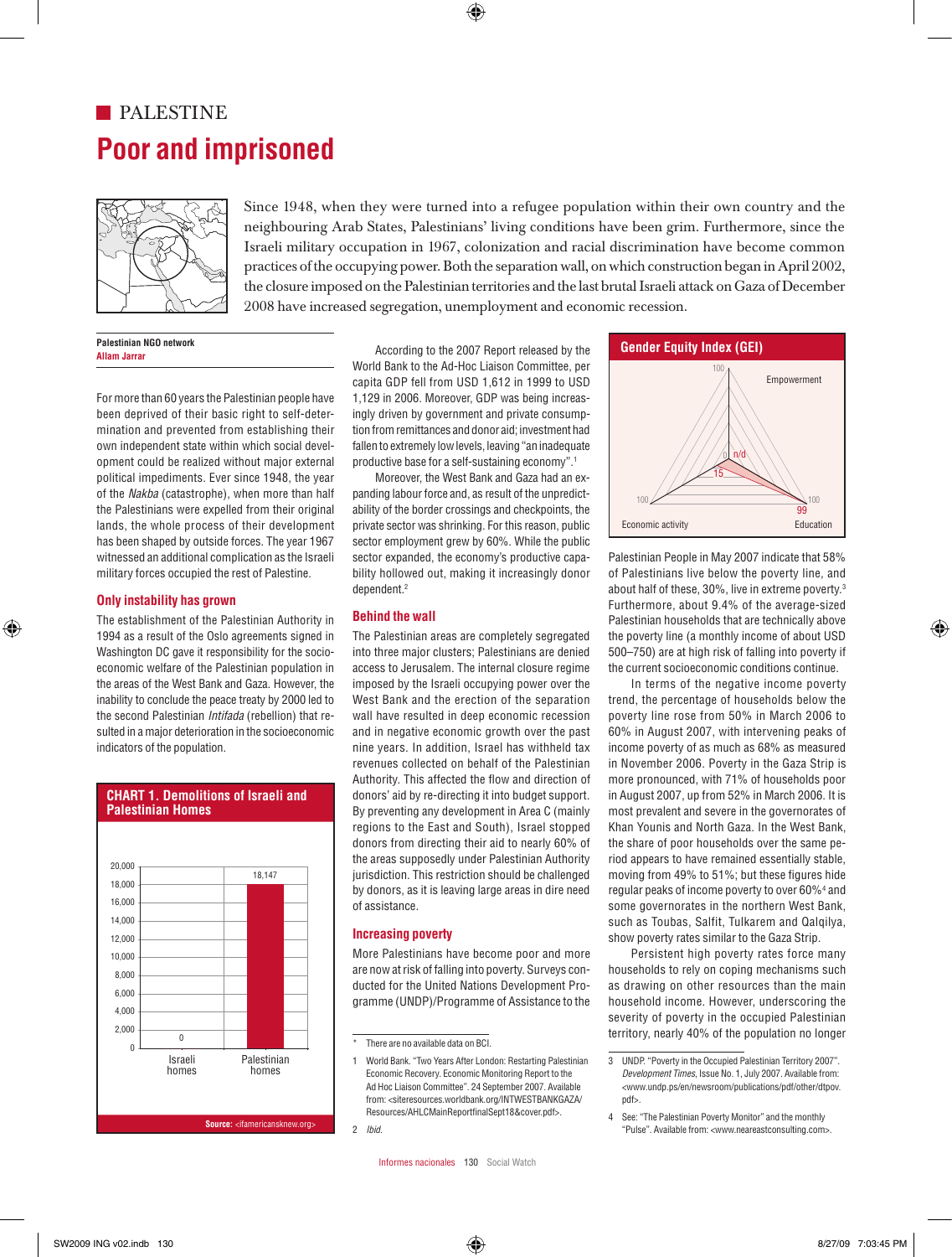# PALESTINE

# Poor and imprisoned

Since 1948, when they were turned into a refugee population within their own country and the neighbouring Arab States, Palestinians' living conditions have been grim. Furthermore, since the Israeli military occupation in 1967, colonization and racial discrimination have become common practices of the occupying power. Both the separation wall, on which construction began in April 2002, the closure imposed on the Palestinian territories and the last brutal Israeli attack on Gaza of December 2008 have increased segregation, unemployment and economic recession.

**Palestinian NGO network**
Allam Jarrar

For more than 60 years the Palestinian people have been deprived of their basic right to self-determination and prevented from establishing their own independent state within which social development could be realized without major external political impediments. Ever since 1948, the year of the *Nakba* (catastrophe), when more than half the Palestinians were expelled from their original lands, the whole process of their development has been shaped by outside forces. The year 1967 witnessed an additional complication as the Israeli military forces occupied the rest of Palestine.

## Only instability has grown

The establishment of the Palestinian Authority in 1994 as a result of the Oslo agreements signed in Washington DC gave it responsibility for the socio-economic welfare of the Palestinian population in the areas of the West Bank and Gaza. However, the inability to conclude the peace treaty by 2000 led to the second Palestinian *Intifada* (rebellion) that resulted in a major deterioration in the socioeconomic indicators of the population.

**CHART 1. Demolitions of Israeli and Palestinian Homes**

| | Israeli homes | Palestinian homes |
|---|---|---|
| Demolitions | 0 | 18,147 |

Source: <ifamericansknew.org>

According to the 2007 Report released by the World Bank to the Ad-Hoc Liaison Committee, per capita GDP fell from USD 1,612 in 1999 to USD 1,129 in 2006. Moreover, GDP was being increasingly driven by government and private consumption fed from remittances and donor aid; investment had fallen to extremely low levels, leaving "an inadequate productive base for a self-sustaining economy".[1]

Moreover, the West Bank and Gaza had an expanding labour force and, as result of the unpredictability of the border crossings and checkpoints, the private sector was shrinking. For this reason, public sector employment grew by 60%. While the public sector expanded, the economy's productive capability hollowed out, making it increasingly donor dependent.[2]

## Behind the wall

The Palestinian areas are completely segregated into three major clusters; Palestinians are denied access to Jerusalem. The internal closure regime imposed by the Israeli occupying power over the West Bank and the erection of the separation wall have resulted in deep economic recession and in negative economic growth over the past nine years. In addition, Israel has withheld tax revenues collected on behalf of the Palestinian Authority. This affected the flow and direction of donors' aid by re-directing it into budget support. By preventing any development in Area C (mainly regions to the East and South), Israel stopped donors from directing their aid to nearly 60% of the areas supposedly under Palestinian Authority jurisdiction. This restriction should be challenged by donors, as it is leaving large areas in dire need of assistance.

## Increasing poverty

More Palestinians have become poor and more are now at risk of falling into poverty. Surveys conducted for the United Nations Development Programme (UNDP)/Programme of Assistance to the Palestinian People in May 2007 indicate that 58% of Palestinians live below the poverty line, and about half of these, 30%, live in extreme poverty.[3] Furthermore, about 9.4% of the average-sized Palestinian households that are technically above the poverty line (a monthly income of about USD 500–750) are at high risk of falling into poverty if the current socioeconomic conditions continue.

**Gender Equity Index (GEI)**

| Dimension | Value |
|---|---|
| Empowerment | n/d |
| Economic activity | 15 |
| Education | 99 |

In terms of the negative income poverty trend, the percentage of households below the poverty line rose from 50% in March 2006 to 60% in August 2007, with intervening peaks of income poverty of as much as 68% as measured in November 2006. Poverty in the Gaza Strip is more pronounced, with 71% of households poor in August 2007, up from 52% in March 2006. It is most prevalent and severe in the governorates of Khan Younis and North Gaza. In the West Bank, the share of poor households over the same period appears to have remained essentially stable, moving from 49% to 51%; but these figures hide regular peaks of income poverty to over 60%[4] and some governorates in the northern West Bank, such as Toubas, Salfit, Tulkarem and Qalqilya, show poverty rates similar to the Gaza Strip.

Persistent high poverty rates force many households to rely on coping mechanisms such as drawing on other resources than the main household income. However, underscoring the severity of poverty in the occupied Palestinian territory, nearly 40% of the population no longer

---

* There are no available data on BCI.

1 World Bank. "Two Years After London: Restarting Palestinian Economic Recovery. Economic Monitoring Report to the Ad Hoc Liaison Committee". 24 September 2007. Available from: <siteresources.worldbank.org/INTWESTBANKGAZA/Resources/AHLCMainReportfinalSept18&cover.pdf>.

2 *Ibid.*

3 UNDP. "Poverty in the Occupied Palestinian Territory 2007". *Development Times*, Issue No. 1, July 2007. Available from: <www.undp.ps/en/newsroom/publications/pdf/other/dtpov.pdf>.

4 See: "The Palestinian Poverty Monitor" and the monthly "Pulse". Available from: <www.neareastconsulting.com>.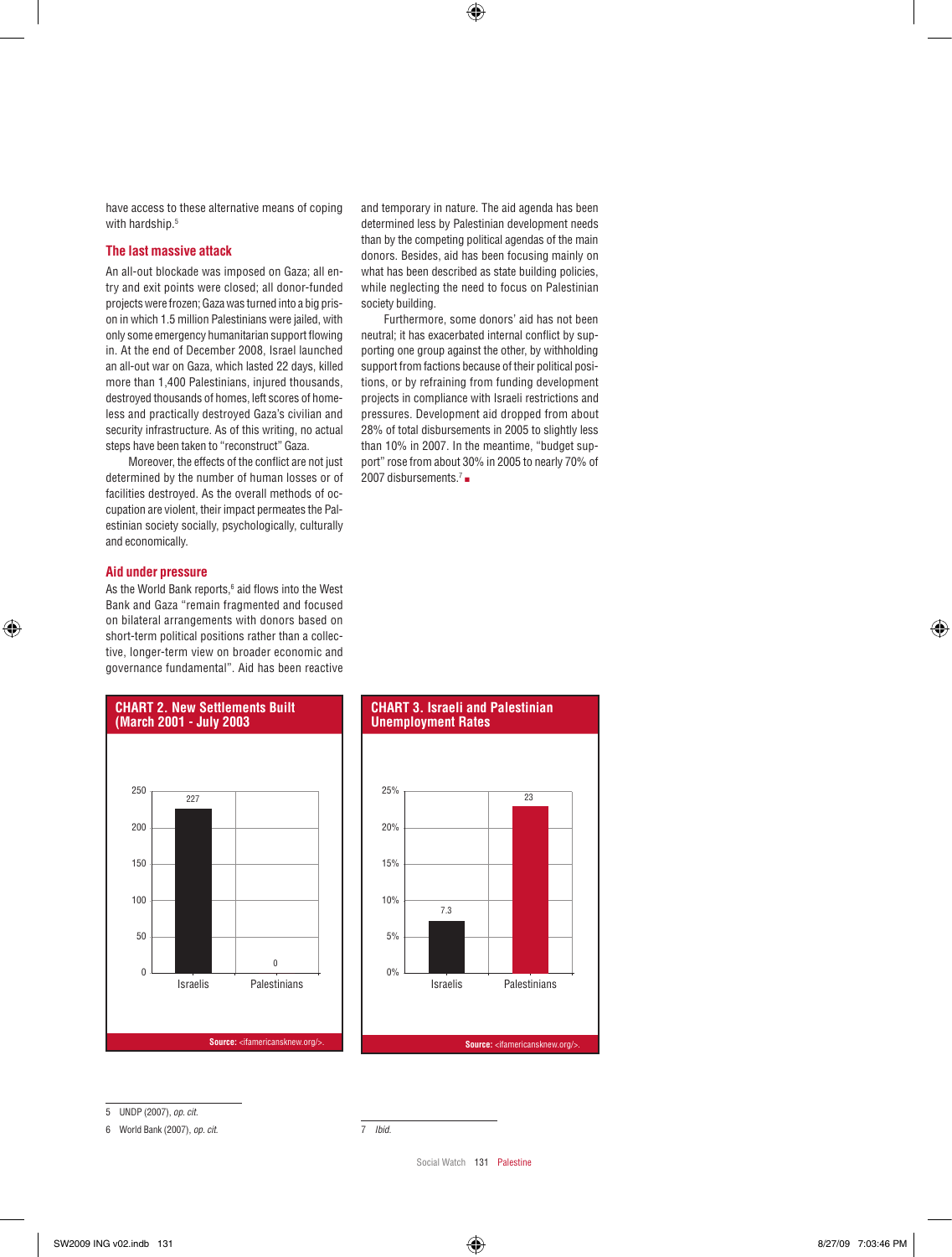have access to these alternative means of coping with hardship.[5]

### The last massive attack

An all-out blockade was imposed on Gaza; all entry and exit points were closed; all donor-funded projects were frozen; Gaza was turned into a big prison in which 1.5 million Palestinians were jailed, with only some emergency humanitarian support flowing in. At the end of December 2008, Israel launched an all-out war on Gaza, which lasted 22 days, killed more than 1,400 Palestinians, injured thousands, destroyed thousands of homes, left scores of homeless and practically destroyed Gaza's civilian and security infrastructure. As of this writing, no actual steps have been taken to "reconstruct" Gaza.

Moreover, the effects of the conflict are not just determined by the number of human losses or of facilities destroyed. As the overall methods of occupation are violent, their impact permeates the Palestinian society socially, psychologically, culturally and economically.

### Aid under pressure

As the World Bank reports,[6] aid flows into the West Bank and Gaza "remain fragmented and focused on bilateral arrangements with donors based on short-term political positions rather than a collective, longer-term view on broader economic and governance fundamental". Aid has been reactive and temporary in nature. The aid agenda has been determined less by Palestinian development needs than by the competing political agendas of the main donors. Besides, aid has been focusing mainly on what has been described as state building policies, while neglecting the need to focus on Palestinian society building.

Furthermore, some donors' aid has not been neutral; it has exacerbated internal conflict by supporting one group against the other, by withholding support from factions because of their political positions, or by refraining from funding development projects in compliance with Israeli restrictions and pressures. Development aid dropped from about 28% of total disbursements in 2005 to slightly less than 10% in 2007. In the meantime, "budget support" rose from about 30% in 2005 to nearly 70% of 2007 disbursements.[7]

**CHART 2. New Settlements Built (March 2001 - July 2003)**

250
200
150
100
50
0

227
0

Israelis
Palestinians

**Source:** <ifamericansknew.org/>.

**CHART 3. Israeli and Palestinian Unemployment Rates**

25%
20%
15%
10%
5%
0%

7.3
23

Israelis
Palestinians

**Source:** <ifamericansknew.org/>.

---

5 UNDP (2007), *op. cit.*

6 World Bank (2007), *op. cit.*

7 *Ibid.*